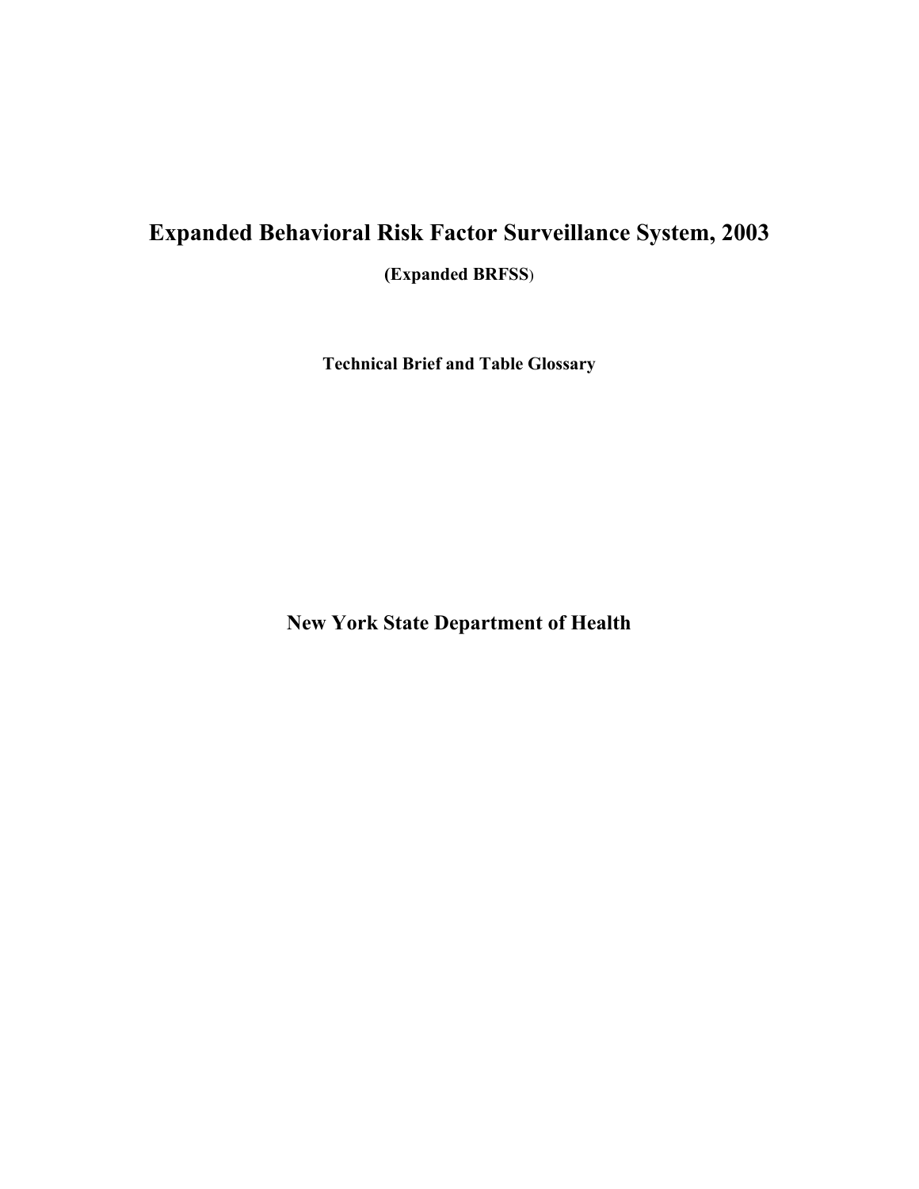# Expanded Behavioral Risk Factor Surveillance System, 2003

**(Expanded BRFSS)**

**Technical Brief and Table Glossary**

## New York State Department of Health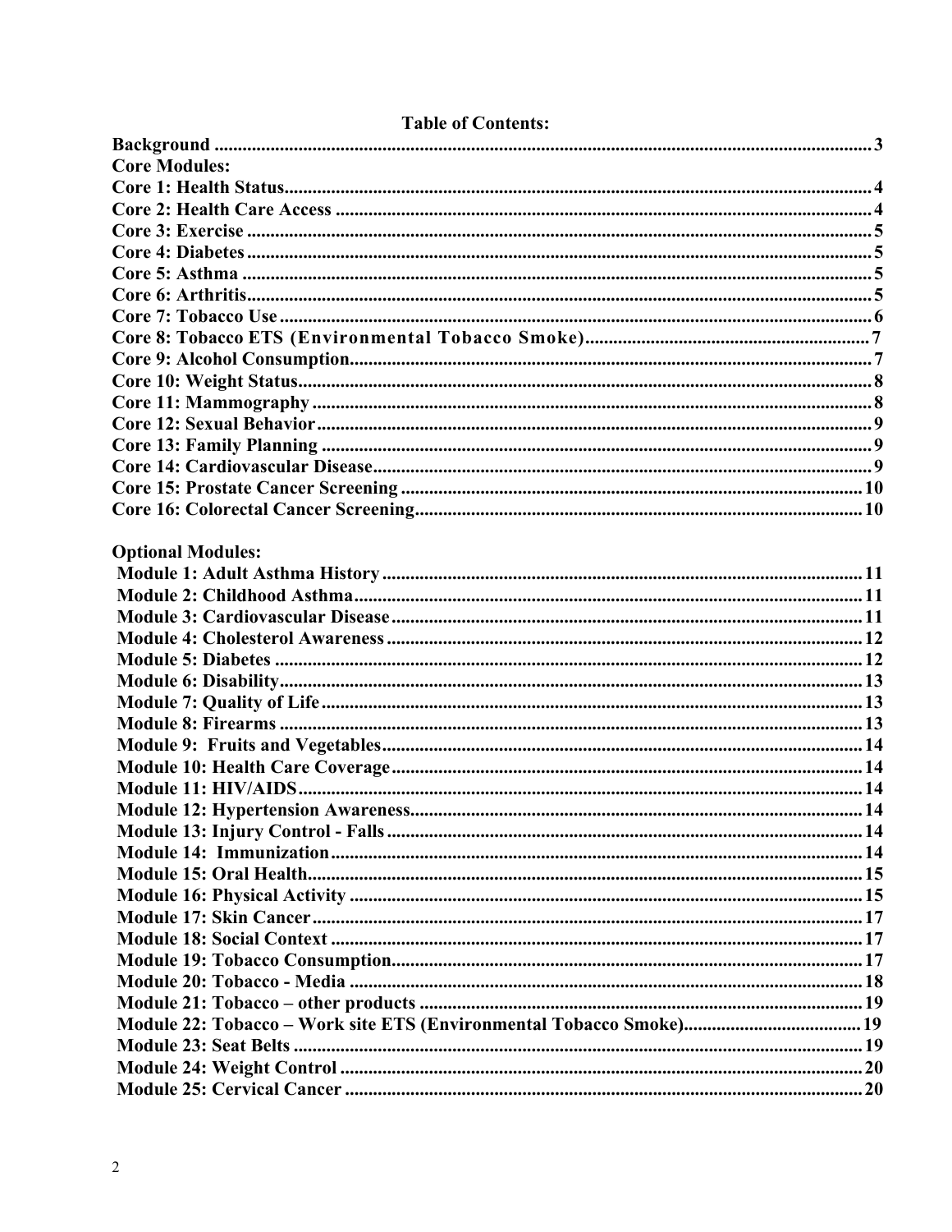## Table of Contents:

**Background** ............ 3

**Core Modules:**

**Core 1: Health Status** ............ 4
**Core 2: Health Care Access** ............ 4
**Core 3: Exercise** ............ 5
**Core 4: Diabetes** ............ 5
**Core 5: Asthma** ............ 5
**Core 6: Arthritis** ............ 5
**Core 7: Tobacco Use** ............ 6
**Core 8: Tobacco ETS (Environmental Tobacco Smoke)** ............ 7
**Core 9: Alcohol Consumption** ............ 7
**Core 10: Weight Status** ............ 8
**Core 11: Mammography** ............ 8
**Core 12: Sexual Behavior** ............ 9
**Core 13: Family Planning** ............ 9
**Core 14: Cardiovascular Disease** ............ 9
**Core 15: Prostate Cancer Screening** ............ 10
**Core 16: Colorectal Cancer Screening** ............ 10

**Optional Modules:**

**Module 1: Adult Asthma History** ............ 11
**Module 2: Childhood Asthma** ............ 11
**Module 3: Cardiovascular Disease** ............ 11
**Module 4: Cholesterol Awareness** ............ 12
**Module 5: Diabetes** ............ 12
**Module 6: Disability** ............ 13
**Module 7: Quality of Life** ............ 13
**Module 8: Firearms** ............ 13
**Module 9: Fruits and Vegetables** ............ 14
**Module 10: Health Care Coverage** ............ 14
**Module 11: HIV/AIDS** ............ 14
**Module 12: Hypertension Awareness** ............ 14
**Module 13: Injury Control - Falls** ............ 14
**Module 14: Immunization** ............ 14
**Module 15: Oral Health** ............ 15
**Module 16: Physical Activity** ............ 15
**Module 17: Skin Cancer** ............ 17
**Module 18: Social Context** ............ 17
**Module 19: Tobacco Consumption** ............ 17
**Module 20: Tobacco - Media** ............ 18
**Module 21: Tobacco – other products** ............ 19
**Module 22: Tobacco – Work site ETS (Environmental Tobacco Smoke)** ............ 19
**Module 23: Seat Belts** ............ 19
**Module 24: Weight Control** ............ 20
**Module 25: Cervical Cancer** ............ 20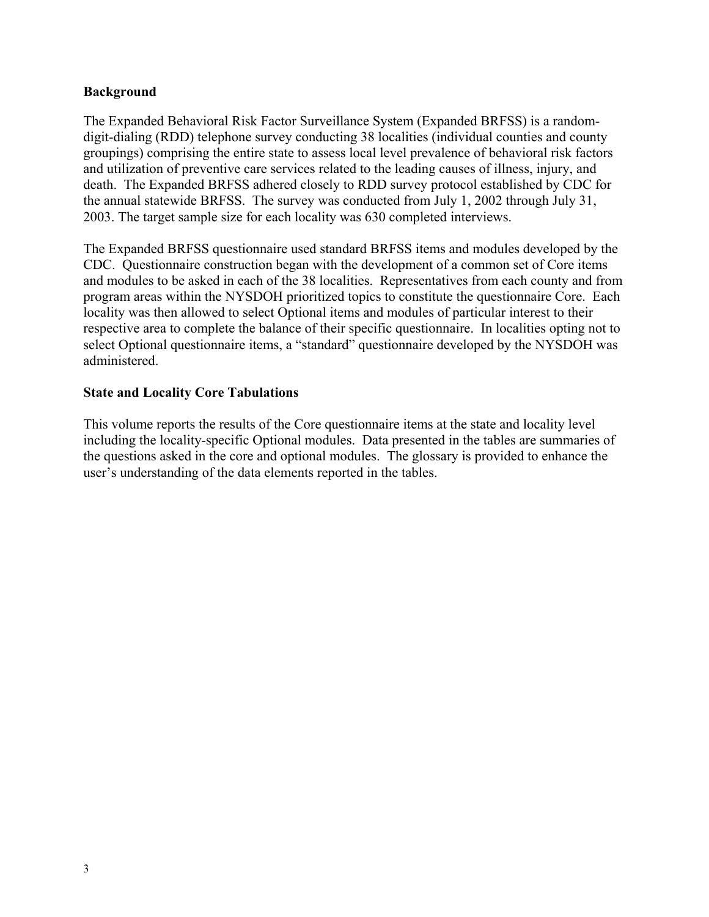## Background

The Expanded Behavioral Risk Factor Surveillance System (Expanded BRFSS) is a random-digit-dialing (RDD) telephone survey conducting 38 localities (individual counties and county groupings) comprising the entire state to assess local level prevalence of behavioral risk factors and utilization of preventive care services related to the leading causes of illness, injury, and death. The Expanded BRFSS adhered closely to RDD survey protocol established by CDC for the annual statewide BRFSS. The survey was conducted from July 1, 2002 through July 31, 2003. The target sample size for each locality was 630 completed interviews.

The Expanded BRFSS questionnaire used standard BRFSS items and modules developed by the CDC. Questionnaire construction began with the development of a common set of Core items and modules to be asked in each of the 38 localities. Representatives from each county and from program areas within the NYSDOH prioritized topics to constitute the questionnaire Core. Each locality was then allowed to select Optional items and modules of particular interest to their respective area to complete the balance of their specific questionnaire. In localities opting not to select Optional questionnaire items, a "standard" questionnaire developed by the NYSDOH was administered.

## State and Locality Core Tabulations

This volume reports the results of the Core questionnaire items at the state and locality level including the locality-specific Optional modules. Data presented in the tables are summaries of the questions asked in the core and optional modules. The glossary is provided to enhance the user's understanding of the data elements reported in the tables.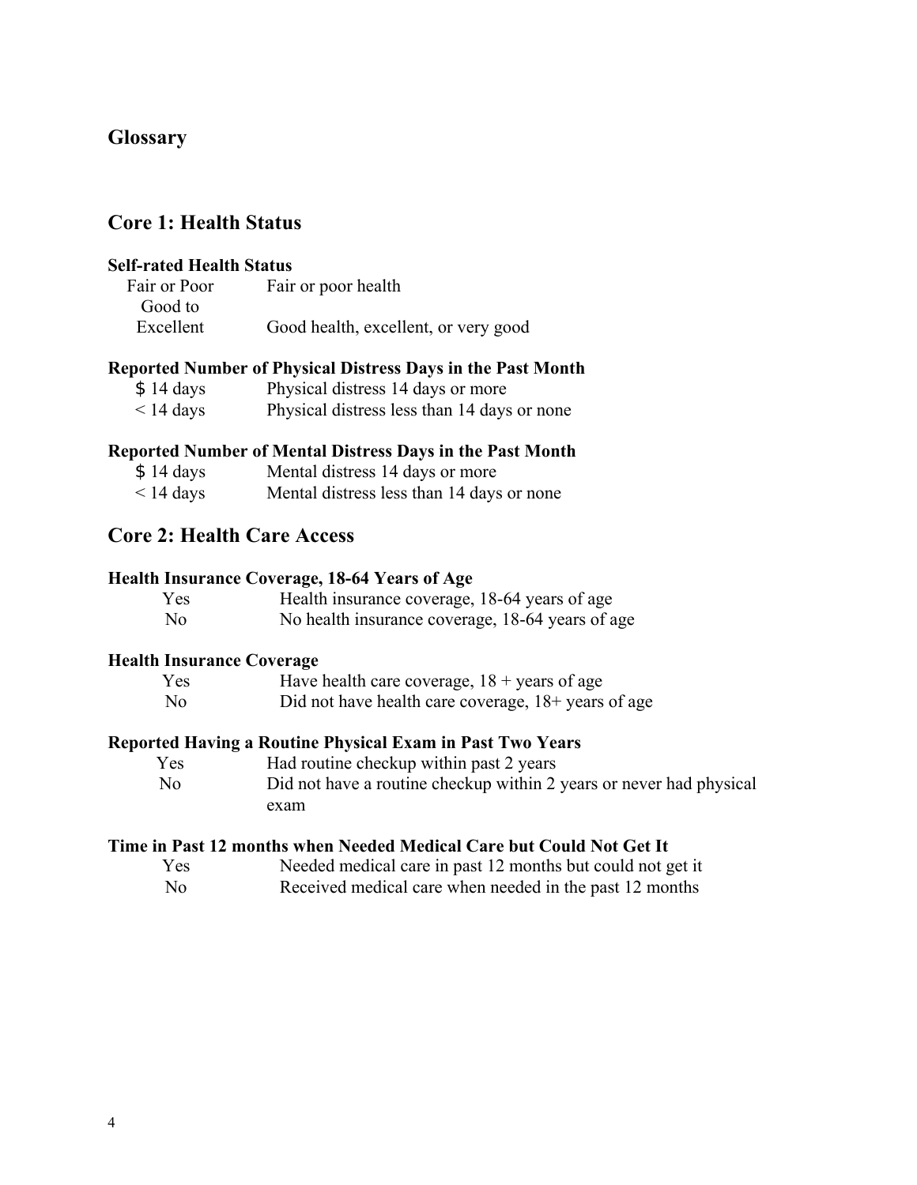## Glossary

## Core 1: Health Status

**Self-rated Health Status**

| | |
|---|---|
| Fair or Poor | Fair or poor health |
| Good to Excellent | Good health, excellent, or very good |

**Reported Number of Physical Distress Days in the Past Month**

| | |
|---|---|
| $ 14 days | Physical distress 14 days or more |
| < 14 days | Physical distress less than 14 days or none |

**Reported Number of Mental Distress Days in the Past Month**

| | |
|---|---|
| $ 14 days | Mental distress 14 days or more |
| < 14 days | Mental distress less than 14 days or none |

## Core 2: Health Care Access

**Health Insurance Coverage, 18-64 Years of Age**

| | |
|---|---|
| Yes | Health insurance coverage, 18-64 years of age |
| No | No health insurance coverage, 18-64 years of age |

**Health Insurance Coverage**

| | |
|---|---|
| Yes | Have health care coverage, 18 + years of age |
| No | Did not have health care coverage, 18+ years of age |

**Reported Having a Routine Physical Exam in Past Two Years**

| | |
|---|---|
| Yes | Had routine checkup within past 2 years |
| No | Did not have a routine checkup within 2 years or never had physical exam |

**Time in Past 12 months when Needed Medical Care but Could Not Get It**

| | |
|---|---|
| Yes | Needed medical care in past 12 months but could not get it |
| No | Received medical care when needed in the past 12 months |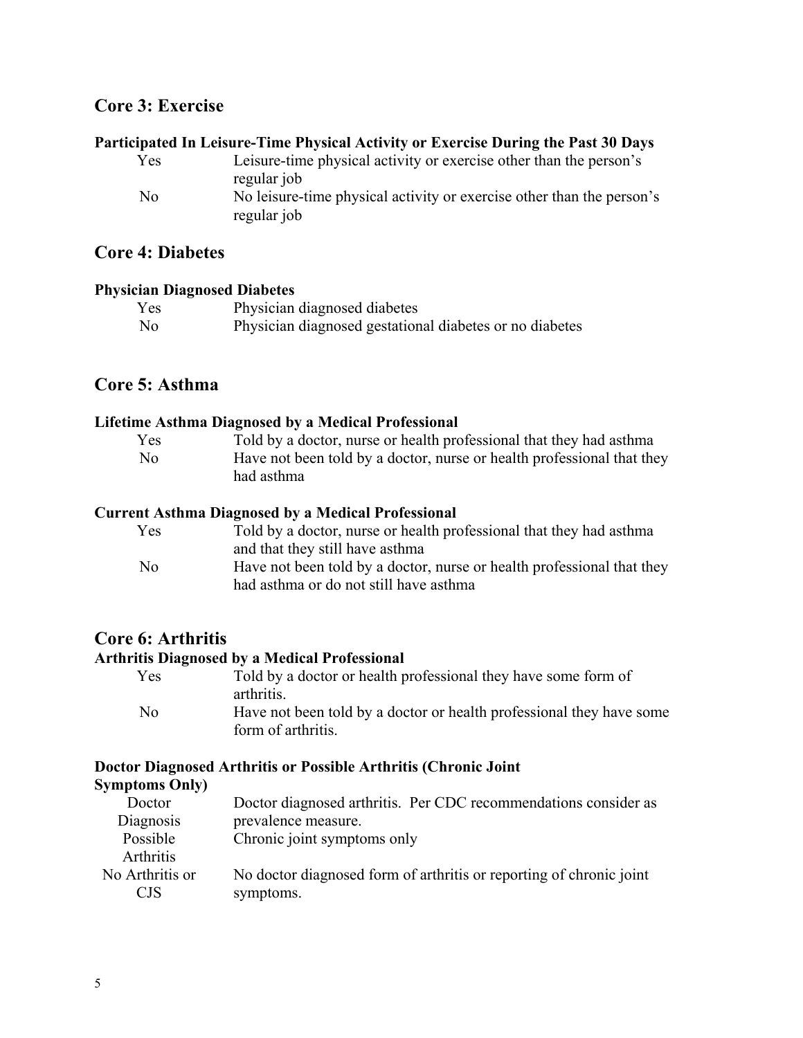## Core 3: Exercise

**Participated In Leisure-Time Physical Activity or Exercise During the Past 30 Days**

| | |
|---|---|
| Yes | Leisure-time physical activity or exercise other than the person's regular job |
| No | No leisure-time physical activity or exercise other than the person's regular job |

## Core 4: Diabetes

**Physician Diagnosed Diabetes**

| | |
|---|---|
| Yes | Physician diagnosed diabetes |
| No | Physician diagnosed gestational diabetes or no diabetes |

## Core 5: Asthma

**Lifetime Asthma Diagnosed by a Medical Professional**

| | |
|---|---|
| Yes | Told by a doctor, nurse or health professional that they had asthma |
| No | Have not been told by a doctor, nurse or health professional that they had asthma |

**Current Asthma Diagnosed by a Medical Professional**

| | |
|---|---|
| Yes | Told by a doctor, nurse or health professional that they had asthma and that they still have asthma |
| No | Have not been told by a doctor, nurse or health professional that they had asthma or do not still have asthma |

## Core 6: Arthritis

**Arthritis Diagnosed by a Medical Professional**

| | |
|---|---|
| Yes | Told by a doctor or health professional they have some form of arthritis. |
| No | Have not been told by a doctor or health professional they have some form of arthritis. |

**Doctor Diagnosed Arthritis or Possible Arthritis (Chronic Joint Symptoms Only)**

| | |
|---|---|
| Doctor Diagnosis | Doctor diagnosed arthritis. Per CDC recommendations consider as prevalence measure. |
| Possible Arthritis | Chronic joint symptoms only |
| No Arthritis or CJS | No doctor diagnosed form of arthritis or reporting of chronic joint symptoms. |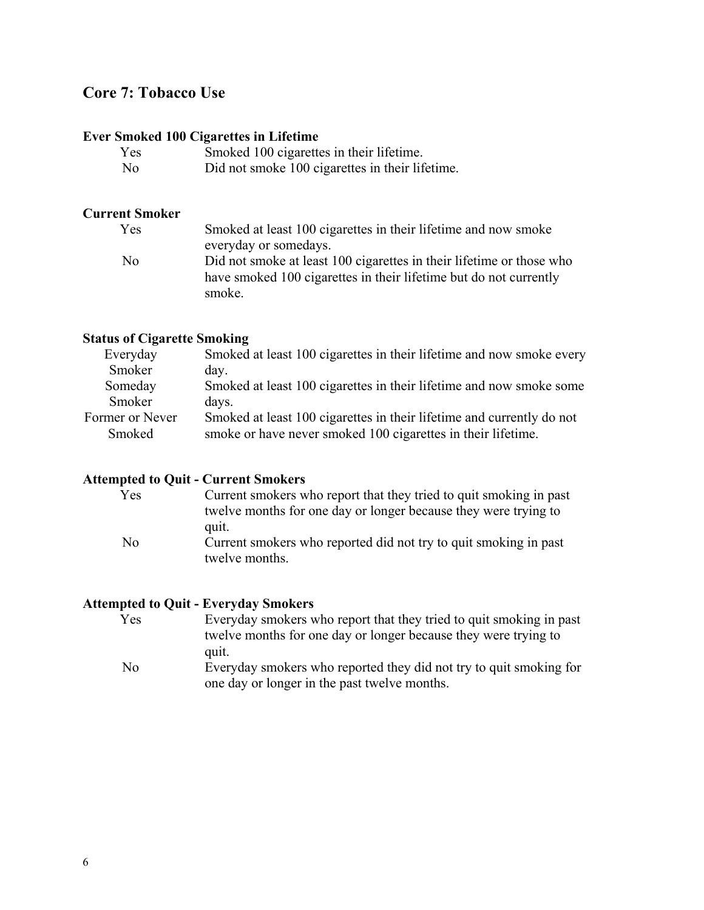## Core 7: Tobacco Use

### Ever Smoked 100 Cigarettes in Lifetime

| | |
|---|---|
| Yes | Smoked 100 cigarettes in their lifetime. |
| No | Did not smoke 100 cigarettes in their lifetime. |

### Current Smoker

| | |
|---|---|
| Yes | Smoked at least 100 cigarettes in their lifetime and now smoke everyday or somedays. |
| No | Did not smoke at least 100 cigarettes in their lifetime or those who have smoked 100 cigarettes in their lifetime but do not currently smoke. |

### Status of Cigarette Smoking

| | |
|---|---|
| Everyday Smoker | Smoked at least 100 cigarettes in their lifetime and now smoke every day. |
| Someday Smoker | Smoked at least 100 cigarettes in their lifetime and now smoke some days. |
| Former or Never Smoked | Smoked at least 100 cigarettes in their lifetime and currently do not smoke or have never smoked 100 cigarettes in their lifetime. |

### Attempted to Quit - Current Smokers

| | |
|---|---|
| Yes | Current smokers who report that they tried to quit smoking in past twelve months for one day or longer because they were trying to quit. |
| No | Current smokers who reported did not try to quit smoking in past twelve months. |

### Attempted to Quit - Everyday Smokers

| | |
|---|---|
| Yes | Everyday smokers who report that they tried to quit smoking in past twelve months for one day or longer because they were trying to quit. |
| No | Everyday smokers who reported they did not try to quit smoking for one day or longer in the past twelve months. |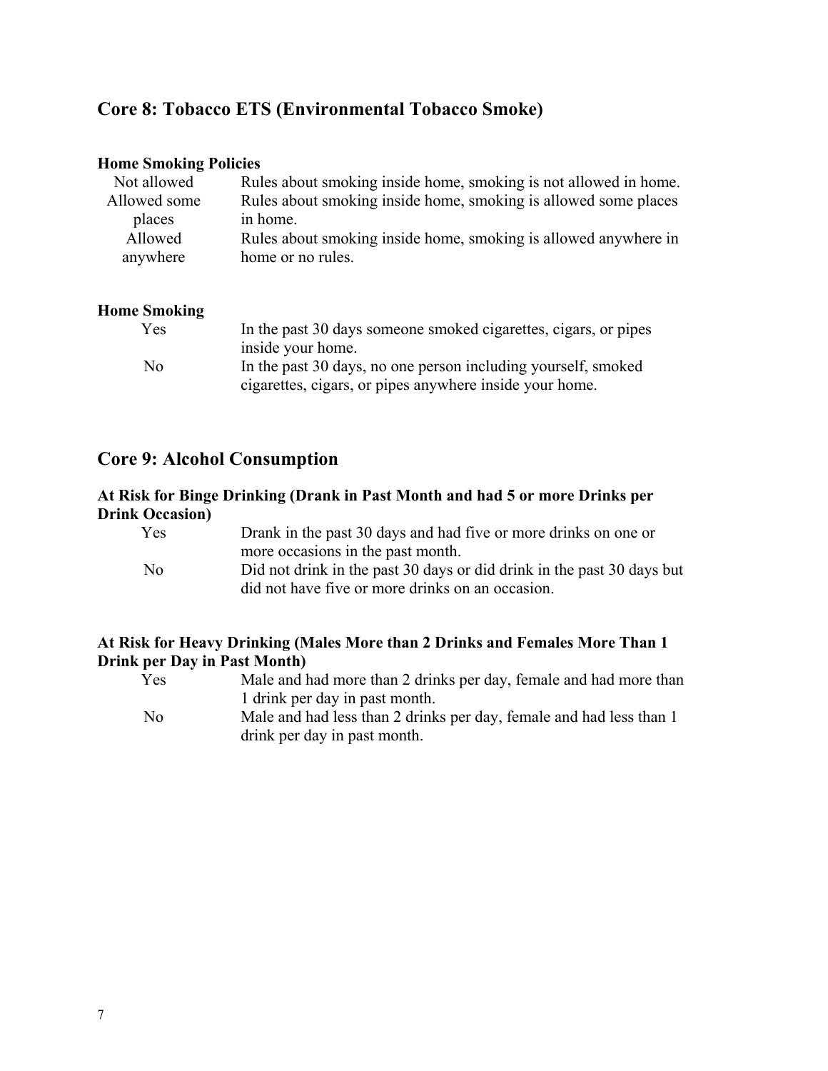## Core 8: Tobacco ETS (Environmental Tobacco Smoke)

### Home Smoking Policies

| | |
|---|---|
| Not allowed | Rules about smoking inside home, smoking is not allowed in home. |
| Allowed some places | Rules about smoking inside home, smoking is allowed some places in home. |
| Allowed anywhere | Rules about smoking inside home, smoking is allowed anywhere in home or no rules. |

### Home Smoking

| | |
|---|---|
| Yes | In the past 30 days someone smoked cigarettes, cigars, or pipes inside your home. |
| No | In the past 30 days, no one person including yourself, smoked cigarettes, cigars, or pipes anywhere inside your home. |

## Core 9: Alcohol Consumption

### At Risk for Binge Drinking (Drank in Past Month and had 5 or more Drinks per Drink Occasion)

| | |
|---|---|
| Yes | Drank in the past 30 days and had five or more drinks on one or more occasions in the past month. |
| No | Did not drink in the past 30 days or did drink in the past 30 days but did not have five or more drinks on an occasion. |

### At Risk for Heavy Drinking (Males More than 2 Drinks and Females More Than 1 Drink per Day in Past Month)

| | |
|---|---|
| Yes | Male and had more than 2 drinks per day, female and had more than 1 drink per day in past month. |
| No | Male and had less than 2 drinks per day, female and had less than 1 drink per day in past month. |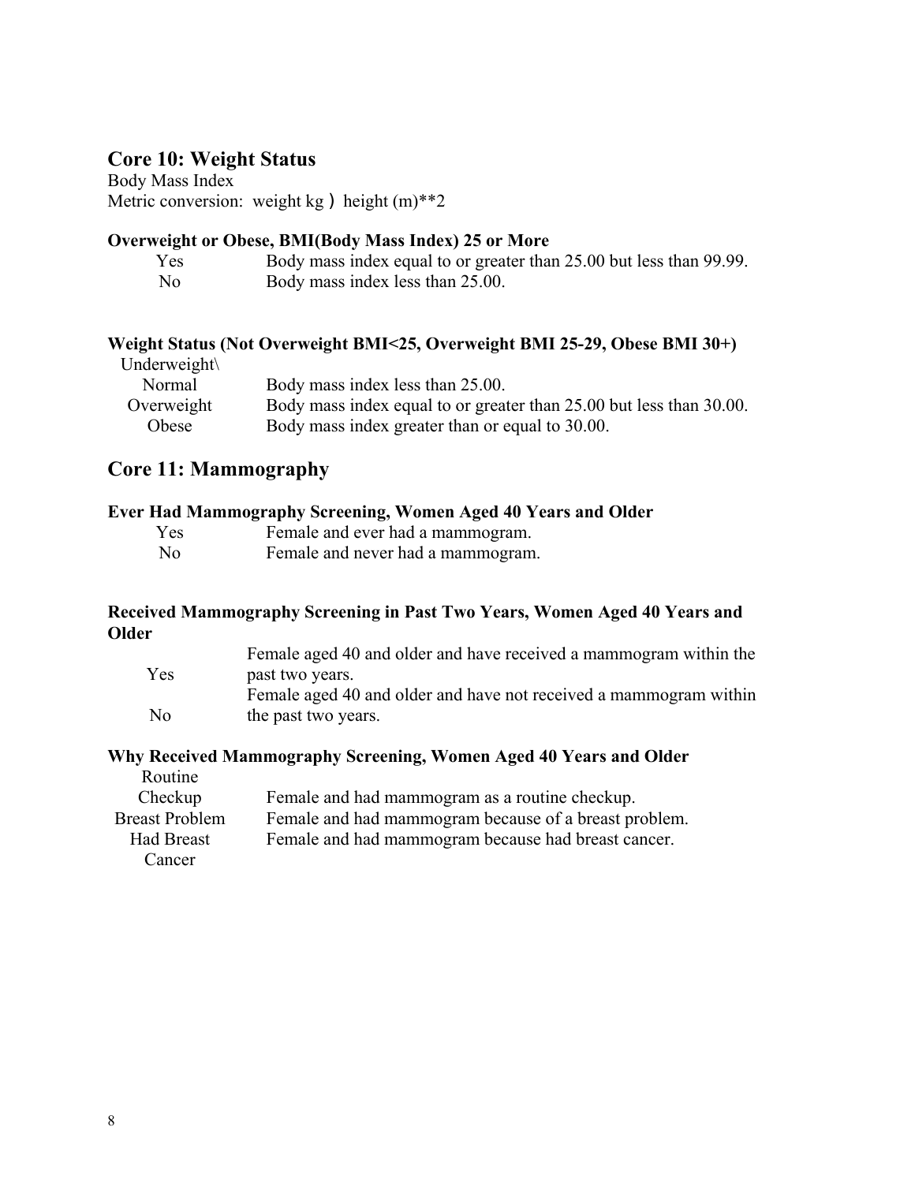## Core 10: Weight Status

Body Mass Index
Metric conversion: weight kg ） height (m)**2

**Overweight or Obese, BMI(Body Mass Index) 25 or More**

| | |
|---|---|
| Yes | Body mass index equal to or greater than 25.00 but less than 99.99. |
| No | Body mass index less than 25.00. |

**Weight Status (Not Overweight BMI<25, Overweight BMI 25-29, Obese BMI 30+)**

| | |
|---|---|
| Underweight\ Normal | Body mass index less than 25.00. |
| Overweight | Body mass index equal to or greater than 25.00 but less than 30.00. |
| Obese | Body mass index greater than or equal to 30.00. |

## Core 11: Mammography

**Ever Had Mammography Screening, Women Aged 40 Years and Older**

| | |
|---|---|
| Yes | Female and ever had a mammogram. |
| No | Female and never had a mammogram. |

**Received Mammography Screening in Past Two Years, Women Aged 40 Years and Older**

| | |
|---|---|
| Yes | Female aged 40 and older and have received a mammogram within the past two years. |
| No | Female aged 40 and older and have not received a mammogram within the past two years. |

**Why Received Mammography Screening, Women Aged 40 Years and Older**

| | |
|---|---|
| Routine Checkup | Female and had mammogram as a routine checkup. |
| Breast Problem | Female and had mammogram because of a breast problem. |
| Had Breast Cancer | Female and had mammogram because had breast cancer. |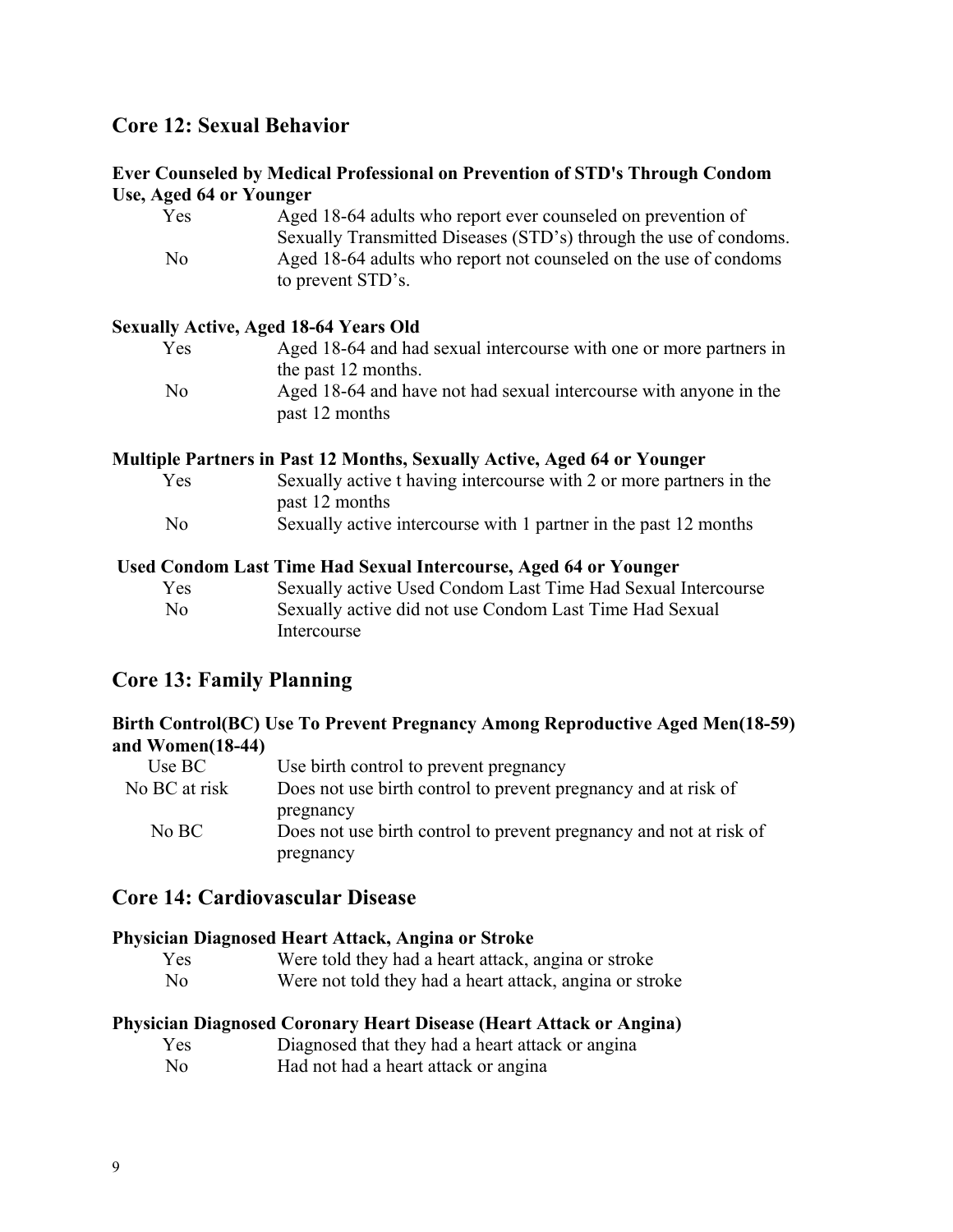## Core 12: Sexual Behavior

**Ever Counseled by Medical Professional on Prevention of STD's Through Condom Use, Aged 64 or Younger**

| | |
|---|---|
| Yes | Aged 18-64 adults who report ever counseled on prevention of Sexually Transmitted Diseases (STD's) through the use of condoms. |
| No | Aged 18-64 adults who report not counseled on the use of condoms to prevent STD's. |

**Sexually Active, Aged 18-64 Years Old**

| | |
|---|---|
| Yes | Aged 18-64 and had sexual intercourse with one or more partners in the past 12 months. |
| No | Aged 18-64 and have not had sexual intercourse with anyone in the past 12 months |

**Multiple Partners in Past 12 Months, Sexually Active, Aged 64 or Younger**

| | |
|---|---|
| Yes | Sexually active t having intercourse with 2 or more partners in the past 12 months |
| No | Sexually active intercourse with 1 partner in the past 12 months |

**Used Condom Last Time Had Sexual Intercourse, Aged 64 or Younger**

| | |
|---|---|
| Yes | Sexually active Used Condom Last Time Had Sexual Intercourse |
| No | Sexually active did not use Condom Last Time Had Sexual Intercourse |

## Core 13: Family Planning

**Birth Control(BC) Use To Prevent Pregnancy Among Reproductive Aged Men(18-59) and Women(18-44)**

| | |
|---|---|
| Use BC | Use birth control to prevent pregnancy |
| No BC at risk | Does not use birth control to prevent pregnancy and at risk of pregnancy |
| No BC | Does not use birth control to prevent pregnancy and not at risk of pregnancy |

## Core 14: Cardiovascular Disease

**Physician Diagnosed Heart Attack, Angina or Stroke**

| | |
|---|---|
| Yes | Were told they had a heart attack, angina or stroke |
| No | Were not told they had a heart attack, angina or stroke |

**Physician Diagnosed Coronary Heart Disease (Heart Attack or Angina)**

| | |
|---|---|
| Yes | Diagnosed that they had a heart attack or angina |
| No | Had not had a heart attack or angina |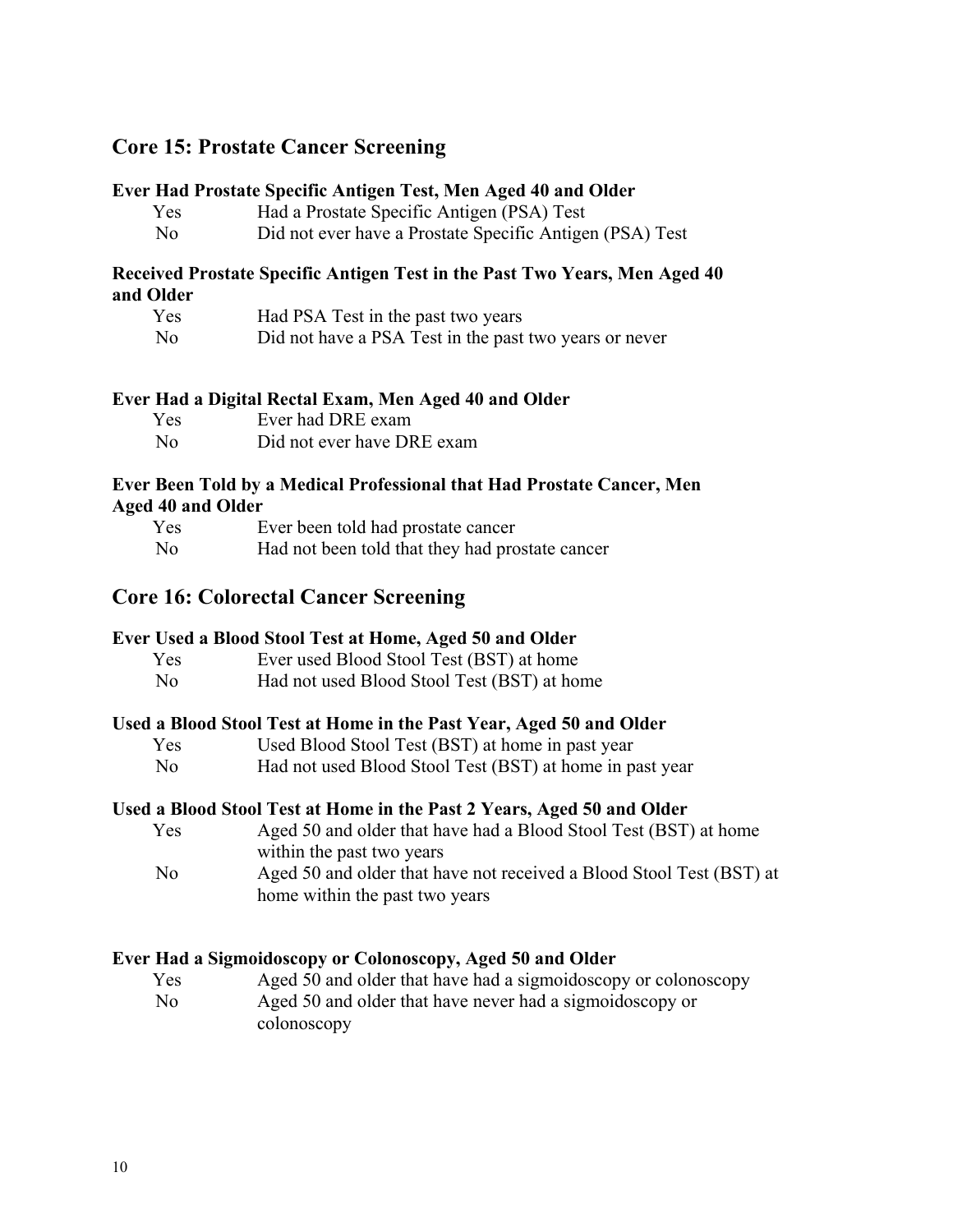## Core 15: Prostate Cancer Screening

**Ever Had Prostate Specific Antigen Test, Men Aged 40 and Older**

| | |
|---|---|
| Yes | Had a Prostate Specific Antigen (PSA) Test |
| No | Did not ever have a Prostate Specific Antigen (PSA) Test |

**Received Prostate Specific Antigen Test in the Past Two Years, Men Aged 40 and Older**

| | |
|---|---|
| Yes | Had PSA Test in the past two years |
| No | Did not have a PSA Test in the past two years or never |

**Ever Had a Digital Rectal Exam, Men Aged 40 and Older**

| | |
|---|---|
| Yes | Ever had DRE exam |
| No | Did not ever have DRE exam |

**Ever Been Told by a Medical Professional that Had Prostate Cancer, Men Aged 40 and Older**

| | |
|---|---|
| Yes | Ever been told had prostate cancer |
| No | Had not been told that they had prostate cancer |

## Core 16: Colorectal Cancer Screening

**Ever Used a Blood Stool Test at Home, Aged 50 and Older**

| | |
|---|---|
| Yes | Ever used Blood Stool Test (BST) at home |
| No | Had not used Blood Stool Test (BST) at home |

**Used a Blood Stool Test at Home in the Past Year, Aged 50 and Older**

| | |
|---|---|
| Yes | Used Blood Stool Test (BST) at home in past year |
| No | Had not used Blood Stool Test (BST) at home in past year |

**Used a Blood Stool Test at Home in the Past 2 Years, Aged 50 and Older**

| | |
|---|---|
| Yes | Aged 50 and older that have had a Blood Stool Test (BST) at home within the past two years |
| No | Aged 50 and older that have not received a Blood Stool Test (BST) at home within the past two years |

**Ever Had a Sigmoidoscopy or Colonoscopy, Aged 50 and Older**

| | |
|---|---|
| Yes | Aged 50 and older that have had a sigmoidoscopy or colonoscopy |
| No | Aged 50 and older that have never had a sigmoidoscopy or colonoscopy |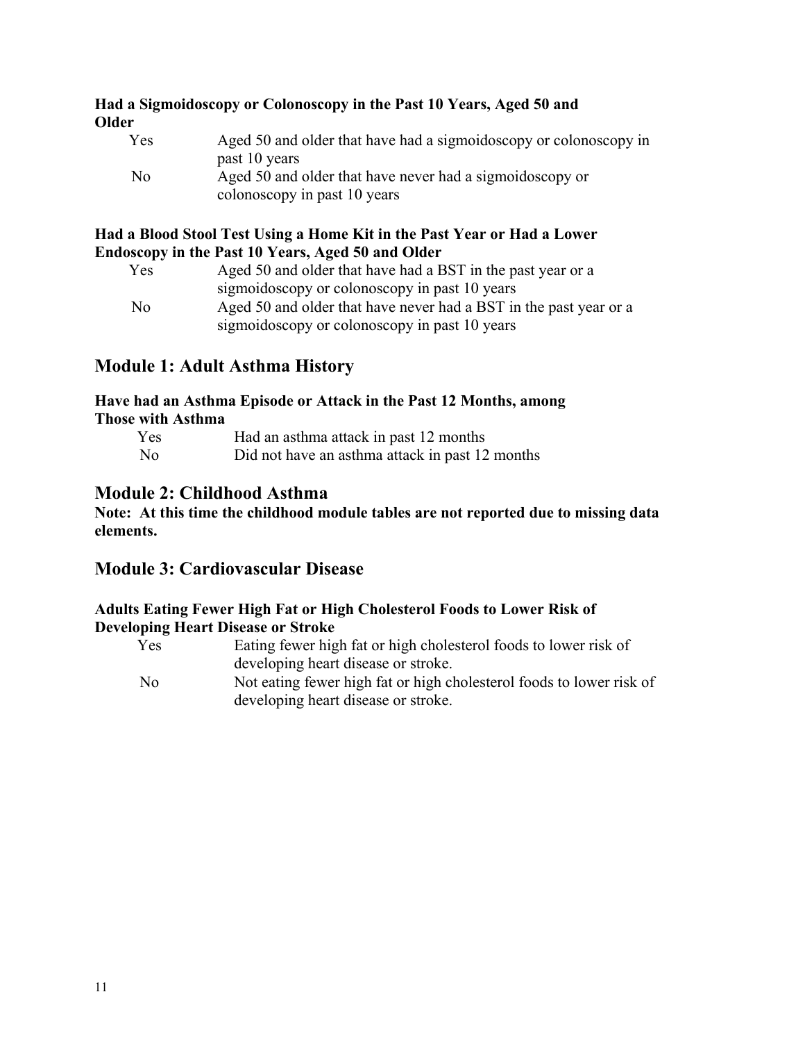### Had a Sigmoidoscopy or Colonoscopy in the Past 10 Years, Aged 50 and Older

| | |
|---|---|
| Yes | Aged 50 and older that have had a sigmoidoscopy or colonoscopy in past 10 years |
| No | Aged 50 and older that have never had a sigmoidoscopy or colonoscopy in past 10 years |

### Had a Blood Stool Test Using a Home Kit in the Past Year or Had a Lower Endoscopy in the Past 10 Years, Aged 50 and Older

| | |
|---|---|
| Yes | Aged 50 and older that have had a BST in the past year or a sigmoidoscopy or colonoscopy in past 10 years |
| No | Aged 50 and older that have never had a BST in the past year or a sigmoidoscopy or colonoscopy in past 10 years |

## Module 1: Adult Asthma History

### Have had an Asthma Episode or Attack in the Past 12 Months, among Those with Asthma

| | |
|---|---|
| Yes | Had an asthma attack in past 12 months |
| No | Did not have an asthma attack in past 12 months |

## Module 2: Childhood Asthma

**Note: At this time the childhood module tables are not reported due to missing data elements.**

## Module 3: Cardiovascular Disease

### Adults Eating Fewer High Fat or High Cholesterol Foods to Lower Risk of Developing Heart Disease or Stroke

| | |
|---|---|
| Yes | Eating fewer high fat or high cholesterol foods to lower risk of developing heart disease or stroke. |
| No | Not eating fewer high fat or high cholesterol foods to lower risk of developing heart disease or stroke. |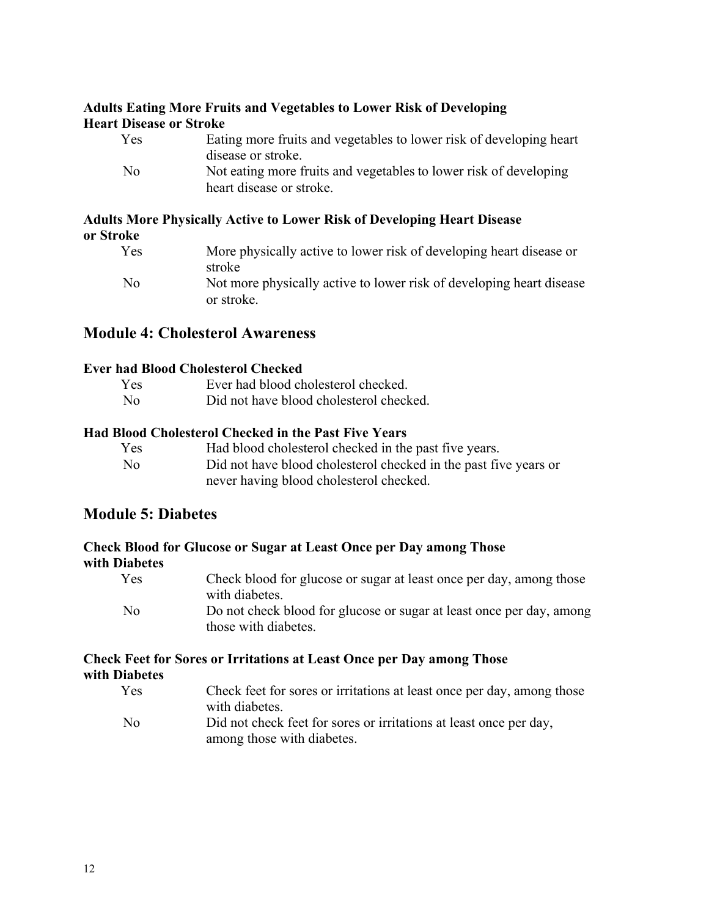#### Adults Eating More Fruits and Vegetables to Lower Risk of Developing Heart Disease or Stroke

| | |
|---|---|
| Yes | Eating more fruits and vegetables to lower risk of developing heart disease or stroke. |
| No | Not eating more fruits and vegetables to lower risk of developing heart disease or stroke. |

#### Adults More Physically Active to Lower Risk of Developing Heart Disease or Stroke

| | |
|---|---|
| Yes | More physically active to lower risk of developing heart disease or stroke |
| No | Not more physically active to lower risk of developing heart disease or stroke. |

## Module 4: Cholesterol Awareness

#### Ever had Blood Cholesterol Checked

| | |
|---|---|
| Yes | Ever had blood cholesterol checked. |
| No | Did not have blood cholesterol checked. |

#### Had Blood Cholesterol Checked in the Past Five Years

| | |
|---|---|
| Yes | Had blood cholesterol checked in the past five years. |
| No | Did not have blood cholesterol checked in the past five years or never having blood cholesterol checked. |

## Module 5: Diabetes

#### Check Blood for Glucose or Sugar at Least Once per Day among Those with Diabetes

| | |
|---|---|
| Yes | Check blood for glucose or sugar at least once per day, among those with diabetes. |
| No | Do not check blood for glucose or sugar at least once per day, among those with diabetes. |

#### Check Feet for Sores or Irritations at Least Once per Day among Those with Diabetes

| | |
|---|---|
| Yes | Check feet for sores or irritations at least once per day, among those with diabetes. |
| No | Did not check feet for sores or irritations at least once per day, among those with diabetes. |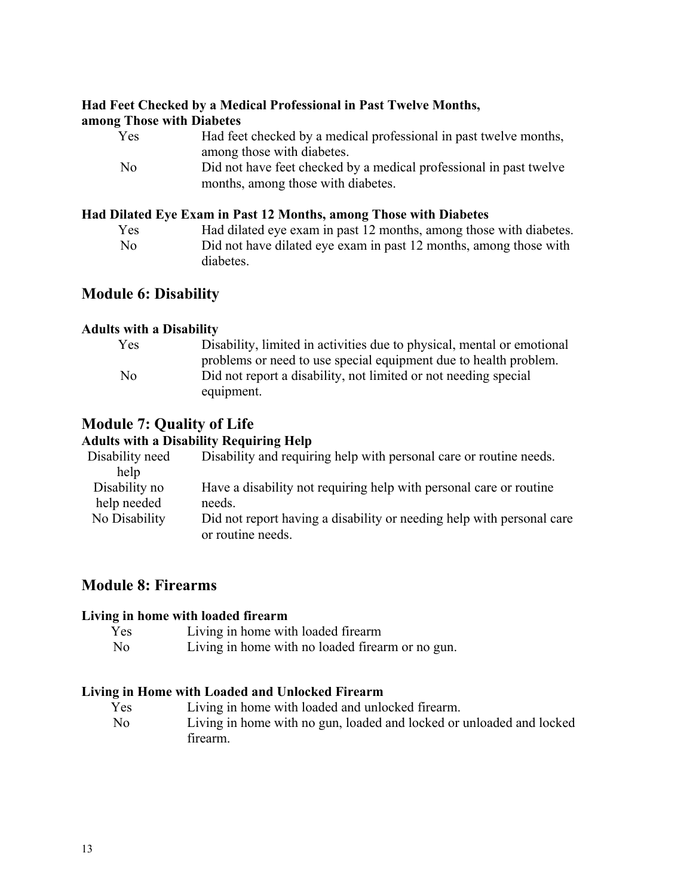**Had Feet Checked by a Medical Professional in Past Twelve Months, among Those with Diabetes**

| | |
|---|---|
| Yes | Had feet checked by a medical professional in past twelve months, among those with diabetes. |
| No | Did not have feet checked by a medical professional in past twelve months, among those with diabetes. |

**Had Dilated Eye Exam in Past 12 Months, among Those with Diabetes**

| | |
|---|---|
| Yes | Had dilated eye exam in past 12 months, among those with diabetes. |
| No | Did not have dilated eye exam in past 12 months, among those with diabetes. |

## Module 6: Disability

**Adults with a Disability**

| | |
|---|---|
| Yes | Disability, limited in activities due to physical, mental or emotional problems or need to use special equipment due to health problem. |
| No | Did not report a disability, not limited or not needing special equipment. |

## Module 7: Quality of Life

**Adults with a Disability Requiring Help**

| | |
|---|---|
| Disability need help | Disability and requiring help with personal care or routine needs. |
| Disability no help needed | Have a disability not requiring help with personal care or routine needs. |
| No Disability | Did not report having a disability or needing help with personal care or routine needs. |

## Module 8: Firearms

**Living in home with loaded firearm**

| | |
|---|---|
| Yes | Living in home with loaded firearm |
| No | Living in home with no loaded firearm or no gun. |

**Living in Home with Loaded and Unlocked Firearm**

| | |
|---|---|
| Yes | Living in home with loaded and unlocked firearm. |
| No | Living in home with no gun, loaded and locked or unloaded and locked firearm. |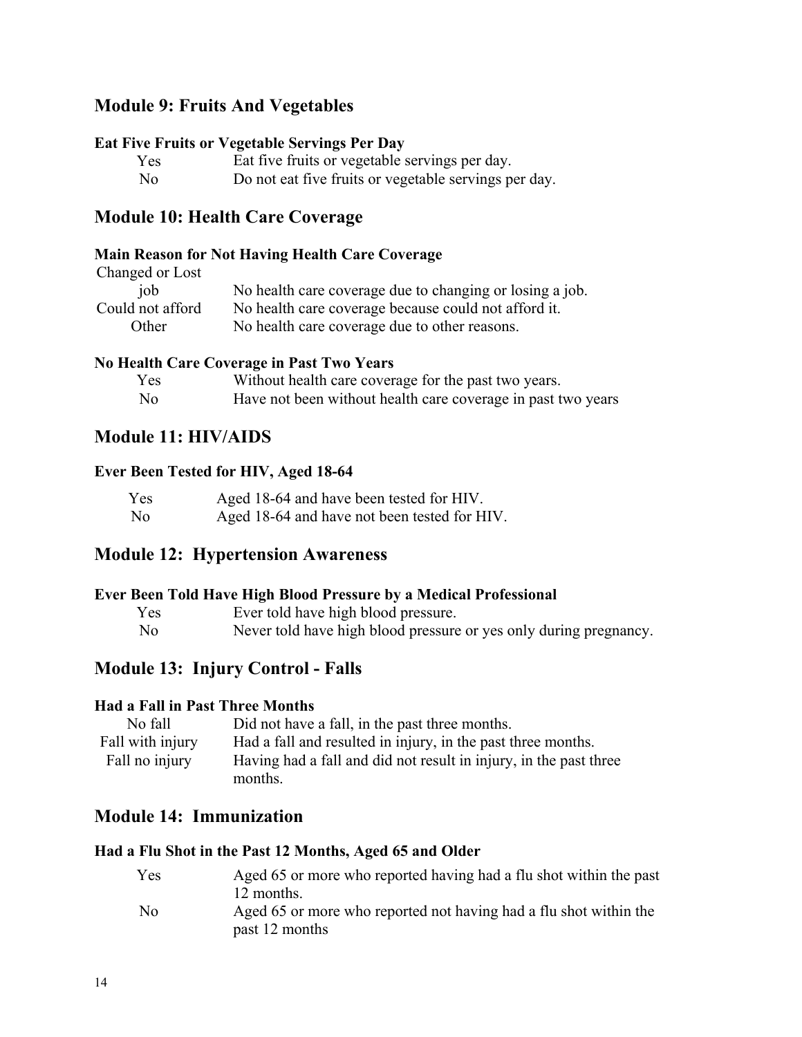## Module 9: Fruits And Vegetables

**Eat Five Fruits or Vegetable Servings Per Day**

| | |
|---|---|
| Yes | Eat five fruits or vegetable servings per day. |
| No | Do not eat five fruits or vegetable servings per day. |

## Module 10: Health Care Coverage

**Main Reason for Not Having Health Care Coverage**

| | |
|---|---|
| Changed or Lost job | No health care coverage due to changing or losing a job. |
| Could not afford | No health care coverage because could not afford it. |
| Other | No health care coverage due to other reasons. |

**No Health Care Coverage in Past Two Years**

| | |
|---|---|
| Yes | Without health care coverage for the past two years. |
| No | Have not been without health care coverage in past two years |

## Module 11: HIV/AIDS

**Ever Been Tested for HIV, Aged 18-64**

| | |
|---|---|
| Yes | Aged 18-64 and have been tested for HIV. |
| No | Aged 18-64 and have not been tested for HIV. |

## Module 12: Hypertension Awareness

**Ever Been Told Have High Blood Pressure by a Medical Professional**

| | |
|---|---|
| Yes | Ever told have high blood pressure. |
| No | Never told have high blood pressure or yes only during pregnancy. |

## Module 13: Injury Control - Falls

**Had a Fall in Past Three Months**

| | |
|---|---|
| No fall | Did not have a fall, in the past three months. |
| Fall with injury | Had a fall and resulted in injury, in the past three months. |
| Fall no injury | Having had a fall and did not result in injury, in the past three months. |

## Module 14: Immunization

**Had a Flu Shot in the Past 12 Months, Aged 65 and Older**

| | |
|---|---|
| Yes | Aged 65 or more who reported having had a flu shot within the past 12 months. |
| No | Aged 65 or more who reported not having had a flu shot within the past 12 months |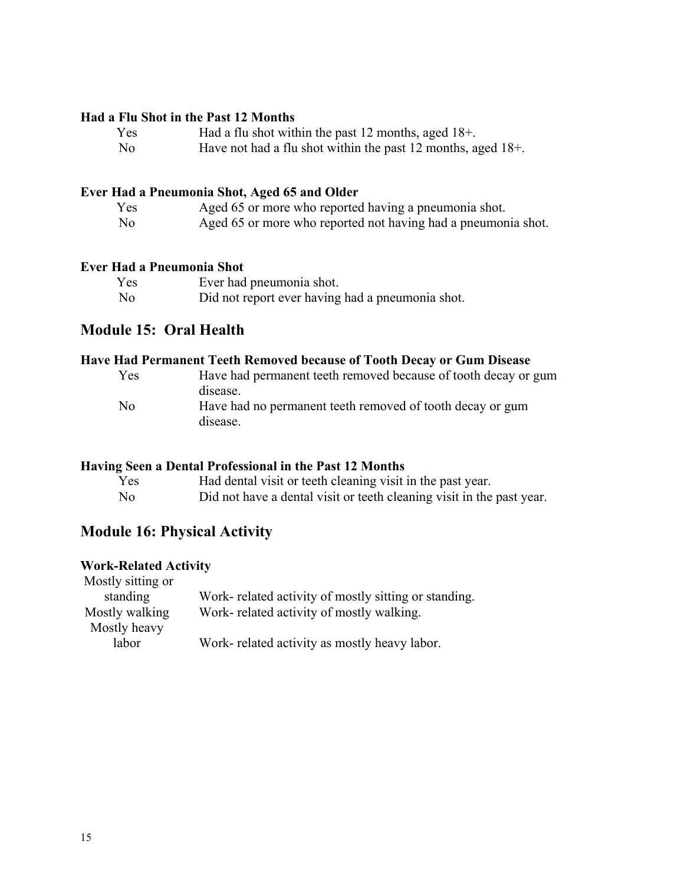### Had a Flu Shot in the Past 12 Months

| | |
|---|---|
| Yes | Had a flu shot within the past 12 months, aged 18+. |
| No | Have not had a flu shot within the past 12 months, aged 18+. |

### Ever Had a Pneumonia Shot, Aged 65 and Older

| | |
|---|---|
| Yes | Aged 65 or more who reported having a pneumonia shot. |
| No | Aged 65 or more who reported not having had a pneumonia shot. |

### Ever Had a Pneumonia Shot

| | |
|---|---|
| Yes | Ever had pneumonia shot. |
| No | Did not report ever having had a pneumonia shot. |

## Module 15: Oral Health

### Have Had Permanent Teeth Removed because of Tooth Decay or Gum Disease

| | |
|---|---|
| Yes | Have had permanent teeth removed because of tooth decay or gum disease. |
| No | Have had no permanent teeth removed of tooth decay or gum disease. |

### Having Seen a Dental Professional in the Past 12 Months

| | |
|---|---|
| Yes | Had dental visit or teeth cleaning visit in the past year. |
| No | Did not have a dental visit or teeth cleaning visit in the past year. |

## Module 16: Physical Activity

### Work-Related Activity

| | |
|---|---|
| Mostly sitting or standing | Work- related activity of mostly sitting or standing. |
| Mostly walking | Work- related activity of mostly walking. |
| Mostly heavy labor | Work- related activity as mostly heavy labor. |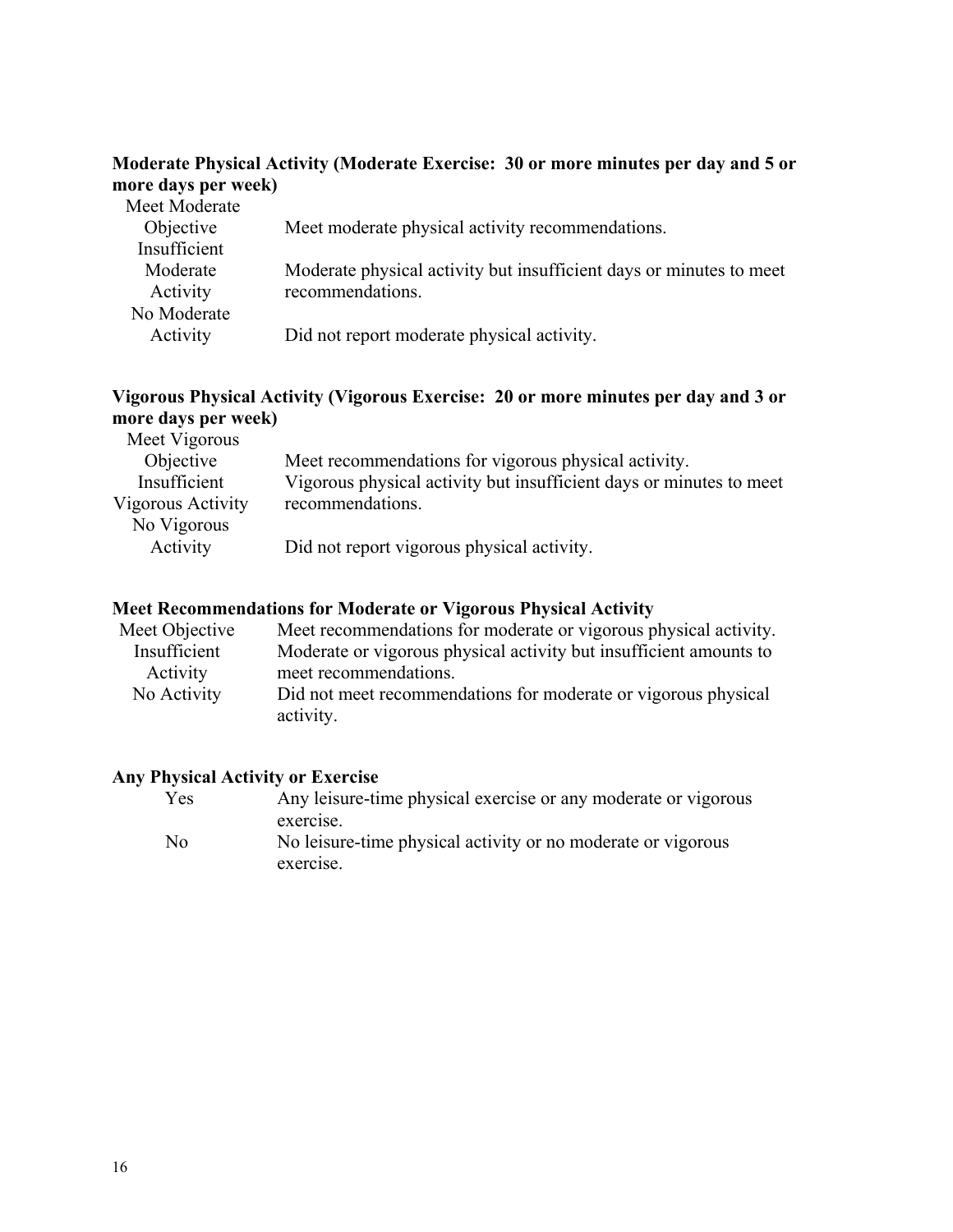**Moderate Physical Activity (Moderate Exercise: 30 or more minutes per day and 5 or more days per week)**

| | |
|---|---|
| Meet Moderate Objective | Meet moderate physical activity recommendations. |
| Insufficient Moderate Activity | Moderate physical activity but insufficient days or minutes to meet recommendations. |
| No Moderate Activity | Did not report moderate physical activity. |

**Vigorous Physical Activity (Vigorous Exercise: 20 or more minutes per day and 3 or more days per week)**

| | |
|---|---|
| Meet Vigorous Objective | Meet recommendations for vigorous physical activity. |
| Insufficient Vigorous Activity | Vigorous physical activity but insufficient days or minutes to meet recommendations. |
| No Vigorous Activity | Did not report vigorous physical activity. |

**Meet Recommendations for Moderate or Vigorous Physical Activity**

| | |
|---|---|
| Meet Objective | Meet recommendations for moderate or vigorous physical activity. |
| Insufficient Activity | Moderate or vigorous physical activity but insufficient amounts to meet recommendations. |
| No Activity | Did not meet recommendations for moderate or vigorous physical activity. |

**Any Physical Activity or Exercise**

| | |
|---|---|
| Yes | Any leisure-time physical exercise or any moderate or vigorous exercise. |
| No | No leisure-time physical activity or no moderate or vigorous exercise. |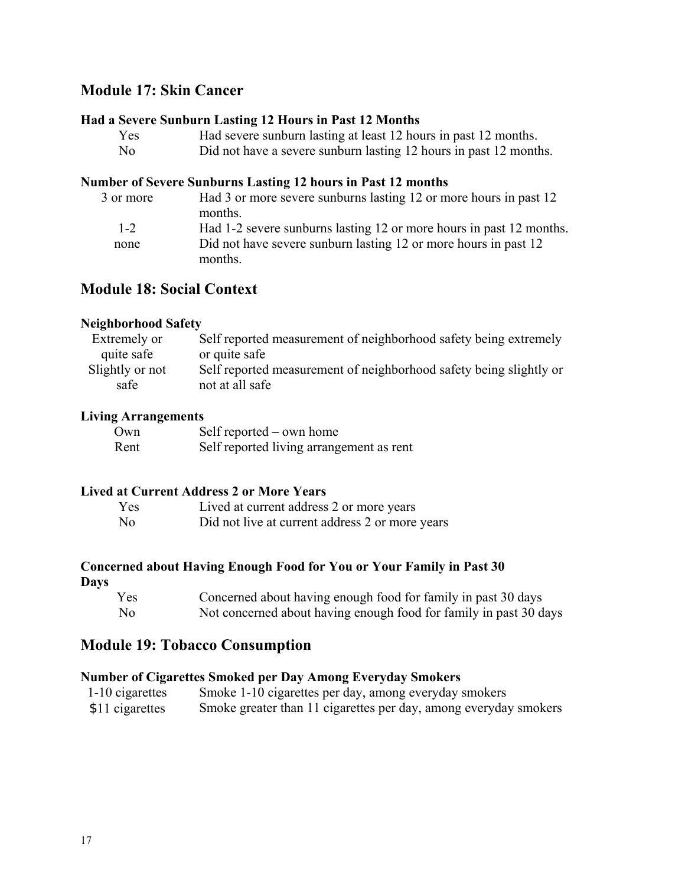## Module 17: Skin Cancer

**Had a Severe Sunburn Lasting 12 Hours in Past 12 Months**

| | |
|---|---|
| Yes | Had severe sunburn lasting at least 12 hours in past 12 months. |
| No | Did not have a severe sunburn lasting 12 hours in past 12 months. |

**Number of Severe Sunburns Lasting 12 hours in Past 12 months**

| | |
|---|---|
| 3 or more | Had 3 or more severe sunburns lasting 12 or more hours in past 12 months. |
| 1-2 | Had 1-2 severe sunburns lasting 12 or more hours in past 12 months. |
| none | Did not have severe sunburn lasting 12 or more hours in past 12 months. |

## Module 18: Social Context

**Neighborhood Safety**

| | |
|---|---|
| Extremely or quite safe | Self reported measurement of neighborhood safety being extremely or quite safe |
| Slightly or not safe | Self reported measurement of neighborhood safety being slightly or not at all safe |

**Living Arrangements**

| | |
|---|---|
| Own | Self reported – own home |
| Rent | Self reported living arrangement as rent |

**Lived at Current Address 2 or More Years**

| | |
|---|---|
| Yes | Lived at current address 2 or more years |
| No | Did not live at current address 2 or more years |

**Concerned about Having Enough Food for You or Your Family in Past 30 Days**

| | |
|---|---|
| Yes | Concerned about having enough food for family in past 30 days |
| No | Not concerned about having enough food for family in past 30 days |

## Module 19: Tobacco Consumption

**Number of Cigarettes Smoked per Day Among Everyday Smokers**

| | |
|---|---|
| 1-10 cigarettes | Smoke 1-10 cigarettes per day, among everyday smokers |
| $11 cigarettes | Smoke greater than 11 cigarettes per day, among everyday smokers |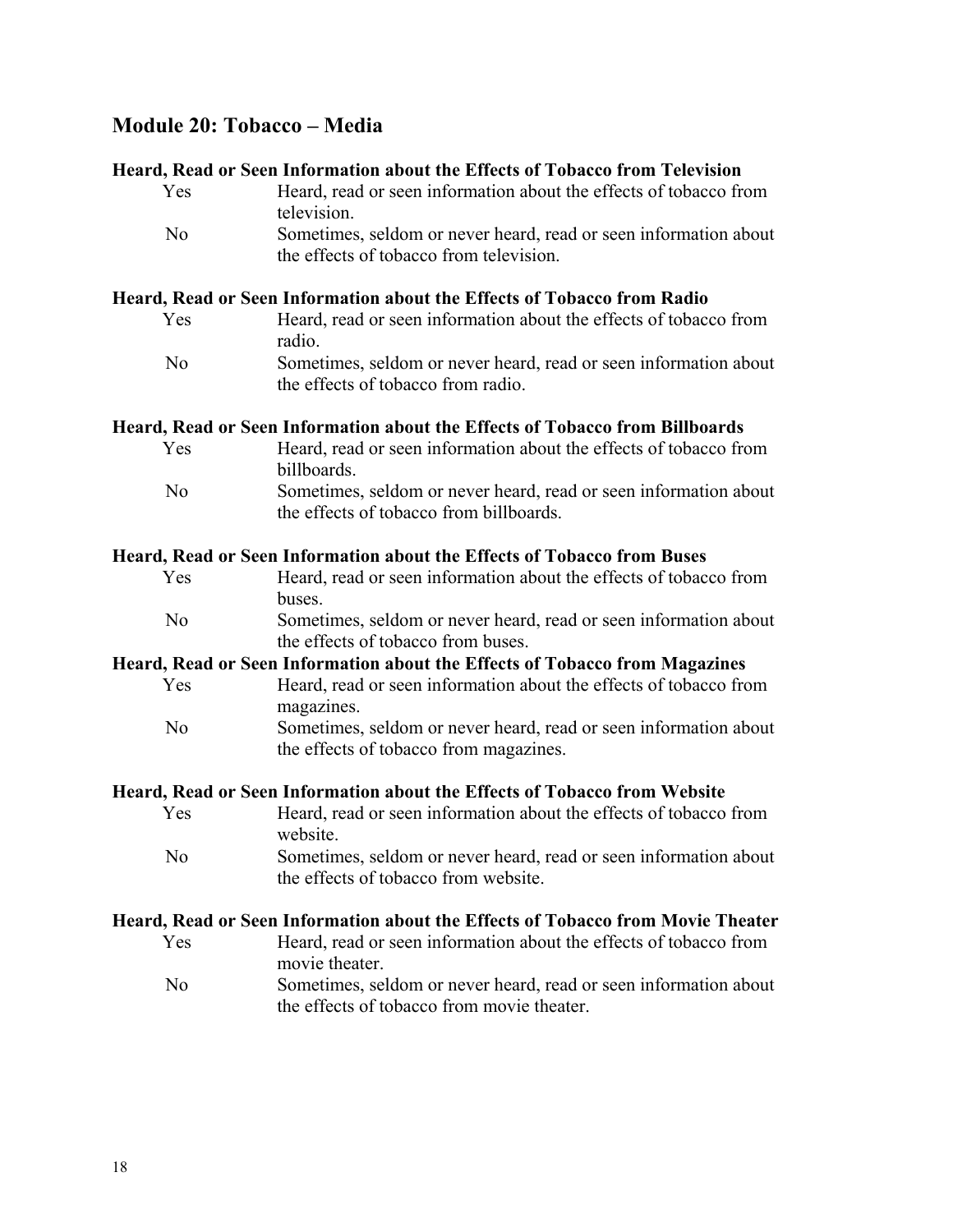## Module 20: Tobacco – Media

**Heard, Read or Seen Information about the Effects of Tobacco from Television**

| | |
|---|---|
| Yes | Heard, read or seen information about the effects of tobacco from television. |
| No | Sometimes, seldom or never heard, read or seen information about the effects of tobacco from television. |

**Heard, Read or Seen Information about the Effects of Tobacco from Radio**

| | |
|---|---|
| Yes | Heard, read or seen information about the effects of tobacco from radio. |
| No | Sometimes, seldom or never heard, read or seen information about the effects of tobacco from radio. |

**Heard, Read or Seen Information about the Effects of Tobacco from Billboards**

| | |
|---|---|
| Yes | Heard, read or seen information about the effects of tobacco from billboards. |
| No | Sometimes, seldom or never heard, read or seen information about the effects of tobacco from billboards. |

**Heard, Read or Seen Information about the Effects of Tobacco from Buses**

| | |
|---|---|
| Yes | Heard, read or seen information about the effects of tobacco from buses. |
| No | Sometimes, seldom or never heard, read or seen information about the effects of tobacco from buses. |

**Heard, Read or Seen Information about the Effects of Tobacco from Magazines**

| | |
|---|---|
| Yes | Heard, read or seen information about the effects of tobacco from magazines. |
| No | Sometimes, seldom or never heard, read or seen information about the effects of tobacco from magazines. |

**Heard, Read or Seen Information about the Effects of Tobacco from Website**

| | |
|---|---|
| Yes | Heard, read or seen information about the effects of tobacco from website. |
| No | Sometimes, seldom or never heard, read or seen information about the effects of tobacco from website. |

**Heard, Read or Seen Information about the Effects of Tobacco from Movie Theater**

| | |
|---|---|
| Yes | Heard, read or seen information about the effects of tobacco from movie theater. |
| No | Sometimes, seldom or never heard, read or seen information about the effects of tobacco from movie theater. |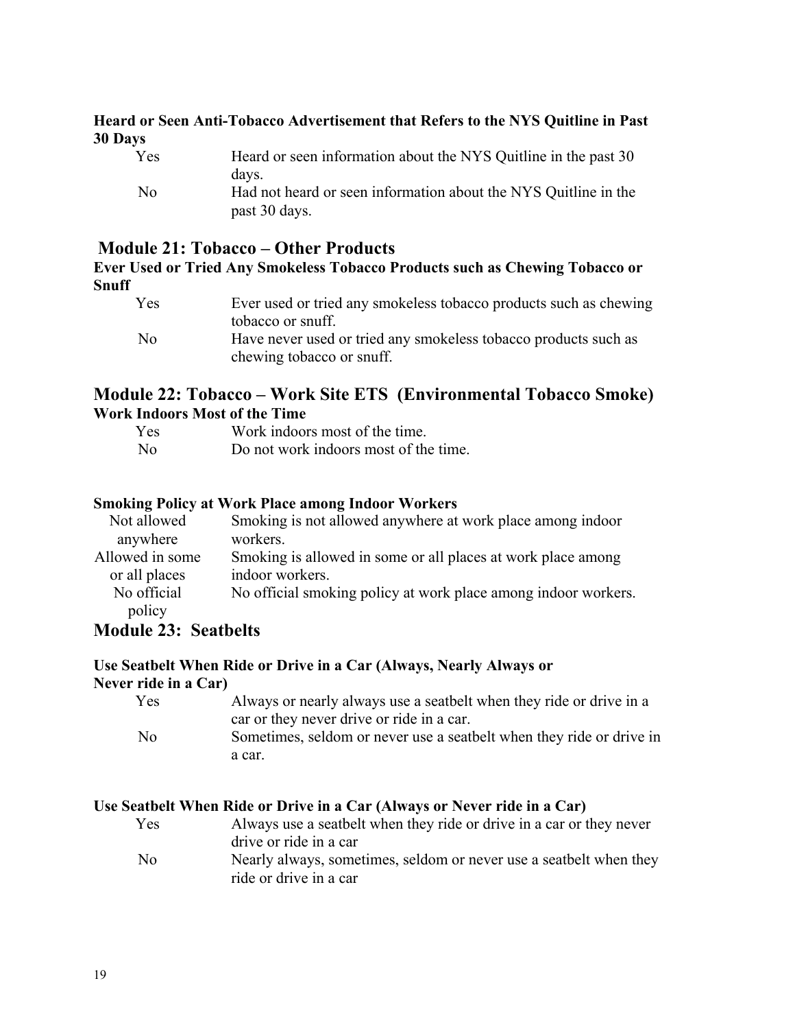**Heard or Seen Anti-Tobacco Advertisement that Refers to the NYS Quitline in Past 30 Days**

| | |
|---|---|
| Yes | Heard or seen information about the NYS Quitline in the past 30 days. |
| No | Had not heard or seen information about the NYS Quitline in the past 30 days. |

## Module 21: Tobacco – Other Products

**Ever Used or Tried Any Smokeless Tobacco Products such as Chewing Tobacco or Snuff**

| | |
|---|---|
| Yes | Ever used or tried any smokeless tobacco products such as chewing tobacco or snuff. |
| No | Have never used or tried any smokeless tobacco products such as chewing tobacco or snuff. |

## Module 22: Tobacco – Work Site ETS (Environmental Tobacco Smoke)

**Work Indoors Most of the Time**

| | |
|---|---|
| Yes | Work indoors most of the time. |
| No | Do not work indoors most of the time. |

**Smoking Policy at Work Place among Indoor Workers**

| | |
|---|---|
| Not allowed anywhere | Smoking is not allowed anywhere at work place among indoor workers. |
| Allowed in some or all places | Smoking is allowed in some or all places at work place among indoor workers. |
| No official policy | No official smoking policy at work place among indoor workers. |

## Module 23: Seatbelts

**Use Seatbelt When Ride or Drive in a Car (Always, Nearly Always or Never ride in a Car)**

| | |
|---|---|
| Yes | Always or nearly always use a seatbelt when they ride or drive in a car or they never drive or ride in a car. |
| No | Sometimes, seldom or never use a seatbelt when they ride or drive in a car. |

**Use Seatbelt When Ride or Drive in a Car (Always or Never ride in a Car)**

| | |
|---|---|
| Yes | Always use a seatbelt when they ride or drive in a car or they never drive or ride in a car |
| No | Nearly always, sometimes, seldom or never use a seatbelt when they ride or drive in a car |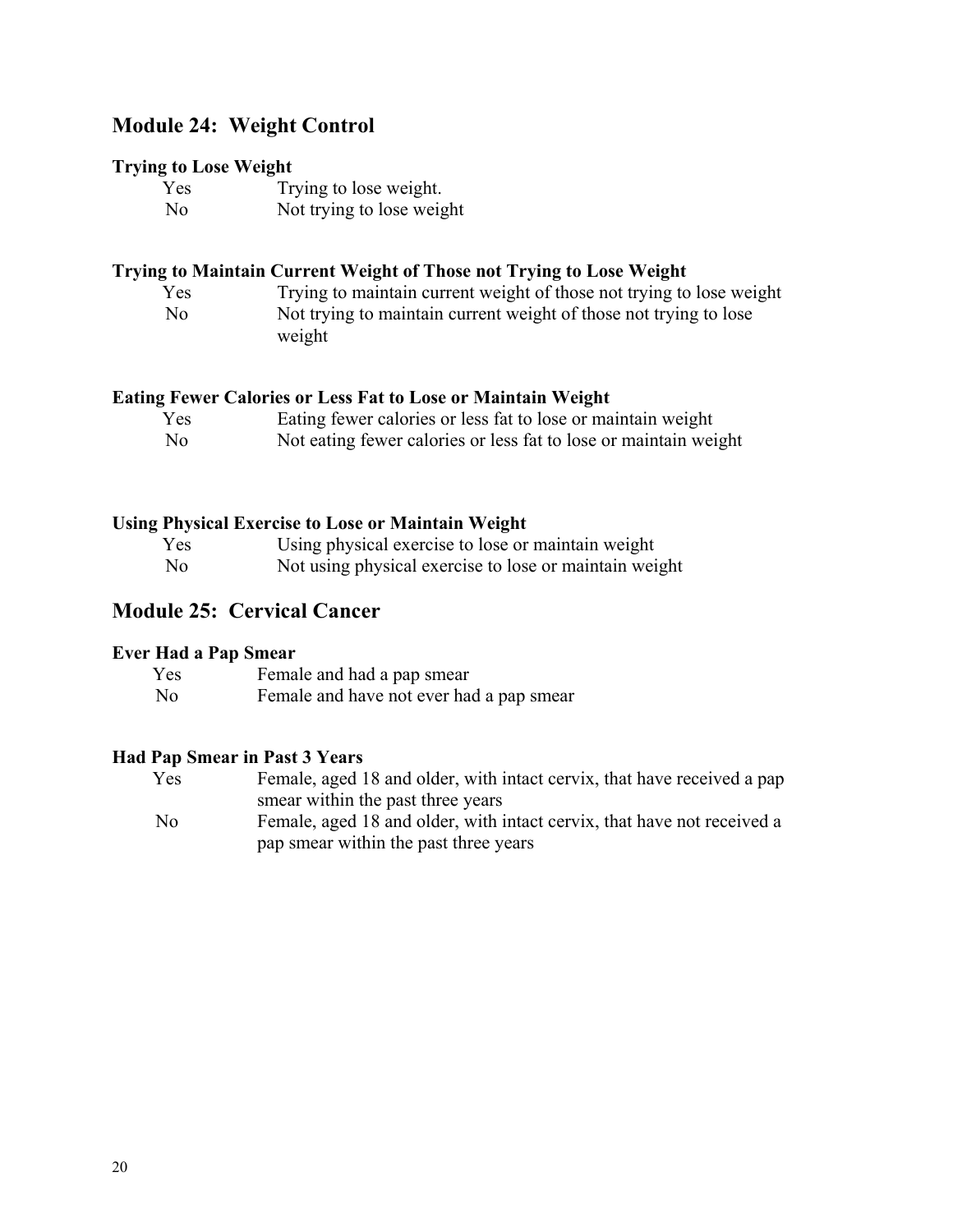## Module 24: Weight Control

**Trying to Lose Weight**

| | |
|---|---|
| Yes | Trying to lose weight. |
| No | Not trying to lose weight |

**Trying to Maintain Current Weight of Those not Trying to Lose Weight**

| | |
|---|---|
| Yes | Trying to maintain current weight of those not trying to lose weight |
| No | Not trying to maintain current weight of those not trying to lose weight |

**Eating Fewer Calories or Less Fat to Lose or Maintain Weight**

| | |
|---|---|
| Yes | Eating fewer calories or less fat to lose or maintain weight |
| No | Not eating fewer calories or less fat to lose or maintain weight |

**Using Physical Exercise to Lose or Maintain Weight**

| | |
|---|---|
| Yes | Using physical exercise to lose or maintain weight |
| No | Not using physical exercise to lose or maintain weight |

## Module 25: Cervical Cancer

**Ever Had a Pap Smear**

| | |
|---|---|
| Yes | Female and had a pap smear |
| No | Female and have not ever had a pap smear |

**Had Pap Smear in Past 3 Years**

| | |
|---|---|
| Yes | Female, aged 18 and older, with intact cervix, that have received a pap smear within the past three years |
| No | Female, aged 18 and older, with intact cervix, that have not received a pap smear within the past three years |